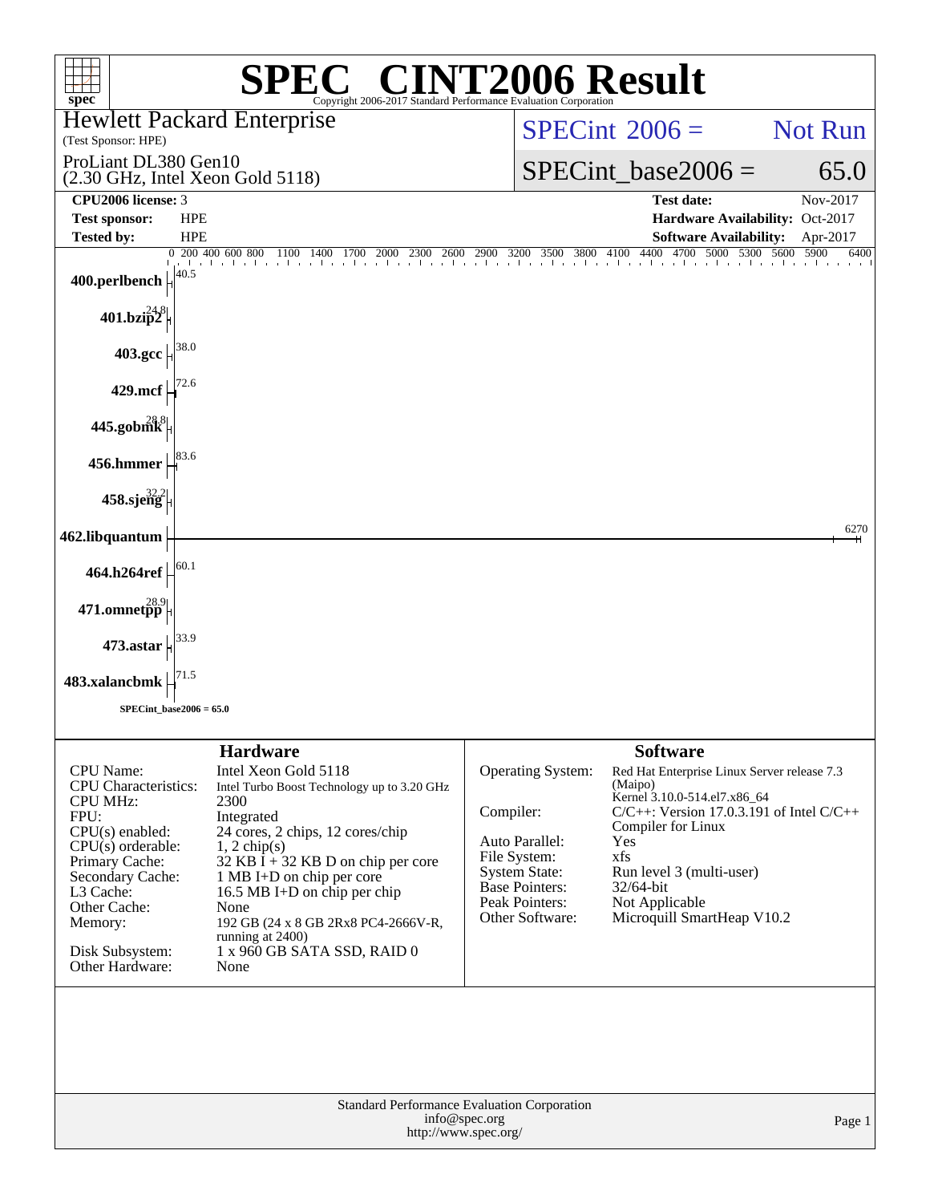# SPEC® CINT2006 Result

Copyright 2006-2017 Standard Performance Evaluation Corporation

**Hewlett Packard Enterprise**
(Test Sponsor: HPE)

ProLiant DL380 Gen10
(2.30 GHz, Intel Xeon Gold 5118)

SPECint 2006 = Not Run

SPECint_base2006 = 65.0

| | | | |
|---|---|---|---|
| **CPU2006 license:** | 3 | **Test date:** | Nov-2017 |
| **Test sponsor:** | HPE | **Hardware Availability:** | Oct-2017 |
| **Tested by:** | HPE | **Software Availability:** | Apr-2017 |

| Benchmark | Base Ratio |
|---|---|
| 400.perlbench | 40.5 |
| 401.bzip2 | 24.8 |
| 403.gcc | 38.0 |
| 429.mcf | 72.6 |
| 445.gobmk | 28.8 |
| 456.hmmer | 83.6 |
| 458.sjeng | 32.2 |
| 462.libquantum | 6270 |
| 464.h264ref | 60.1 |
| 471.omnetpp | 28.9 |
| 473.astar | 33.9 |
| 483.xalancbmk | 71.5 |

SPECint_base2006 = 65.0

## Hardware

| | |
|---|---|
| CPU Name: | Intel Xeon Gold 5118 |
| CPU Characteristics: | Intel Turbo Boost Technology up to 3.20 GHz |
| CPU MHz: | 2300 |
| FPU: | Integrated |
| CPU(s) enabled: | 24 cores, 2 chips, 12 cores/chip |
| CPU(s) orderable: | 1, 2 chip(s) |
| Primary Cache: | 32 KB I + 32 KB D on chip per core |
| Secondary Cache: | 1 MB I+D on chip per core |
| L3 Cache: | 16.5 MB I+D on chip per chip |
| Other Cache: | None |
| Memory: | 192 GB (24 x 8 GB 2Rx8 PC4-2666V-R, running at 2400) |
| Disk Subsystem: | 1 x 960 GB SATA SSD, RAID 0 |
| Other Hardware: | None |

## Software

| | |
|---|---|
| Operating System: | Red Hat Enterprise Linux Server release 7.3 (Maipo) Kernel 3.10.0-514.el7.x86_64 |
| Compiler: | C/C++: Version 17.0.3.191 of Intel C/C++ Compiler for Linux |
| Auto Parallel: | Yes |
| File System: | xfs |
| System State: | Run level 3 (multi-user) |
| Base Pointers: | 32/64-bit |
| Peak Pointers: | Not Applicable |
| Other Software: | Microquill SmartHeap V10.2 |

Standard Performance Evaluation Corporation
info@spec.org
http://www.spec.org/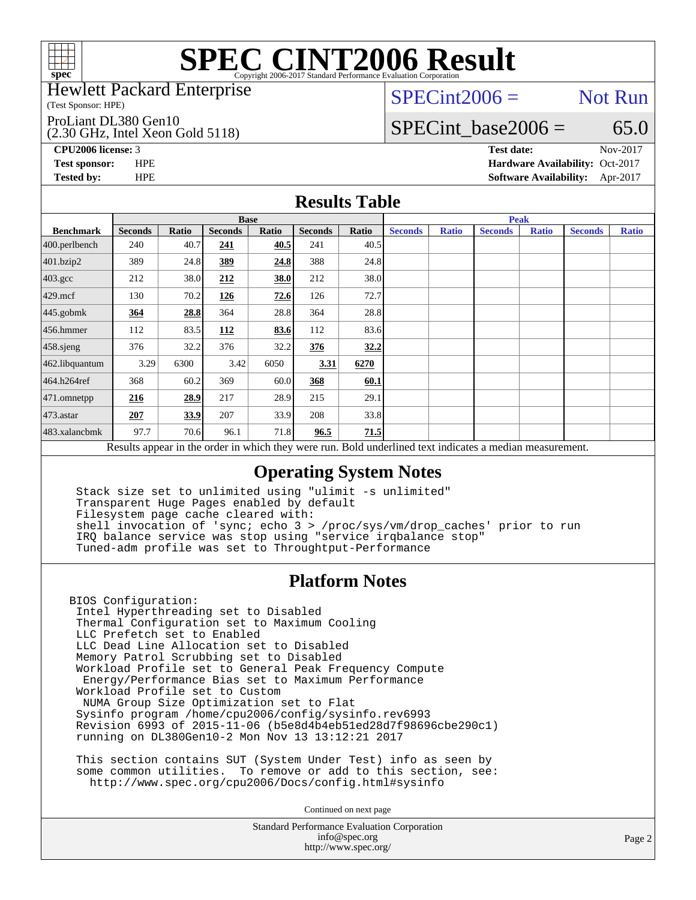# SPEC CINT2006 Result

Copyright 2006-2017 Standard Performance Evaluation Corporation

**Hewlett Packard Enterprise**
(Test Sponsor: HPE)

ProLiant DL380 Gen10
(2.30 GHz, Intel Xeon Gold 5118)

SPECint2006 = Not Run

SPECint_base2006 = 65.0

**CPU2006 license:** 3
**Test sponsor:** HPE
**Tested by:** HPE

**Test date:** Nov-2017
**Hardware Availability:** Oct-2017
**Software Availability:** Apr-2017

## Results Table

| Benchmark | Base | | | | | | Peak | | | | | |
|---|---|---|---|---|---|---|---|---|---|---|---|---|
| | Seconds | Ratio | Seconds | Ratio | Seconds | Ratio | Seconds | Ratio | Seconds | Ratio | Seconds | Ratio |
| 400.perlbench | 240 | 40.7 | **241** | **40.5** | 241 | 40.5 | | | | | | |
| 401.bzip2 | 389 | 24.8 | **389** | **24.8** | 388 | 24.8 | | | | | | |
| 403.gcc | 212 | 38.0 | **212** | **38.0** | 212 | 38.0 | | | | | | |
| 429.mcf | 130 | 70.2 | **126** | **72.6** | 126 | 72.7 | | | | | | |
| 445.gobmk | **364** | **28.8** | 364 | 28.8 | 364 | 28.8 | | | | | | |
| 456.hmmer | 112 | 83.5 | **112** | **83.6** | 112 | 83.6 | | | | | | |
| 458.sjeng | 376 | 32.2 | 376 | 32.2 | **376** | **32.2** | | | | | | |
| 462.libquantum | 3.29 | 6300 | 3.42 | 6050 | **3.31** | **6270** | | | | | | |
| 464.h264ref | 368 | 60.2 | 369 | 60.0 | **368** | **60.1** | | | | | | |
| 471.omnetpp | **216** | **28.9** | 217 | 28.9 | 215 | 29.1 | | | | | | |
| 473.astar | **207** | **33.9** | 207 | 33.9 | 208 | 33.8 | | | | | | |
| 483.xalancbmk | 97.7 | 70.6 | 96.1 | 71.8 | **96.5** | **71.5** | | | | | | |

Results appear in the order in which they were run. Bold underlined text indicates a median measurement.

## Operating System Notes

```
Stack size set to unlimited using "ulimit -s unlimited"
Transparent Huge Pages enabled by default
Filesystem page cache cleared with:
shell invocation of 'sync; echo 3 > /proc/sys/vm/drop_caches' prior to run
IRQ balance service was stop using "service irqbalance stop"
Tuned-adm profile was set to Throughput-Performance
```

## Platform Notes

```
BIOS Configuration:
 Intel Hyperthreading set to Disabled
 Thermal Configuration set to Maximum Cooling
 LLC Prefetch set to Enabled
 LLC Dead Line Allocation set to Disabled
 Memory Patrol Scrubbing set to Disabled
 Workload Profile set to General Peak Frequency Compute
  Energy/Performance Bias set to Maximum Performance
 Workload Profile set to Custom
  NUMA Group Size Optimization set to Flat
 Sysinfo program /home/cpu2006/config/sysinfo.rev6993
 Revision 6993 of 2015-11-06 (b5e8d4b4eb51ed28d7f98696cbe290c1)
 running on DL380Gen10-2 Mon Nov 13 13:12:21 2017

 This section contains SUT (System Under Test) info as seen by
 some common utilities.  To remove or add to this section, see:
   http://www.spec.org/cpu2006/Docs/config.html#sysinfo
```

Continued on next page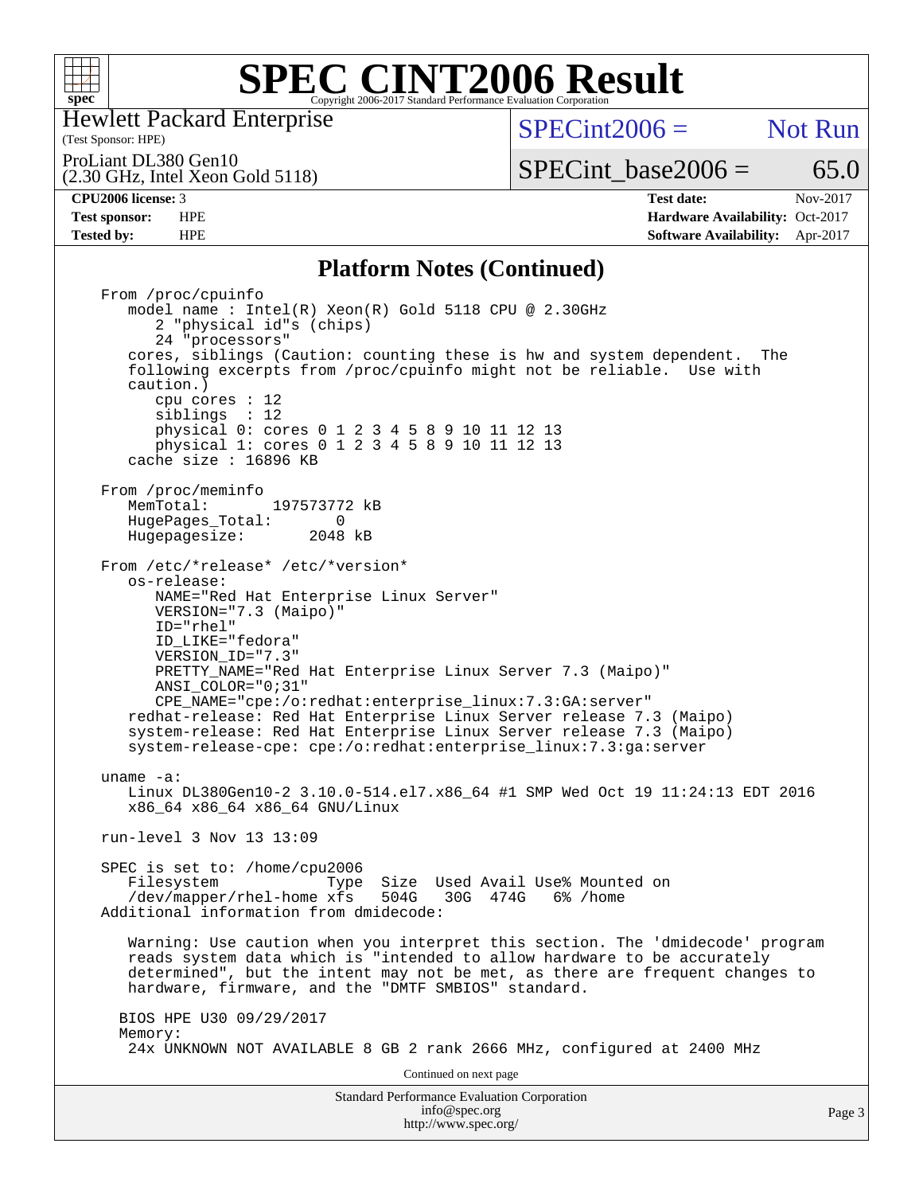# SPEC CINT2006 Result

Copyright 2006-2017 Standard Performance Evaluation Corporation

Hewlett Packard Enterprise
(Test Sponsor: HPE)

ProLiant DL380 Gen10
(2.30 GHz, Intel Xeon Gold 5118)

SPECint2006 = Not Run

SPECint_base2006 = 65.0

| | | | |
|---|---|---|---|
| **CPU2006 license:** 3 | | **Test date:** | Nov-2017 |
| **Test sponsor:** | HPE | **Hardware Availability:** | Oct-2017 |
| **Tested by:** | HPE | **Software Availability:** | Apr-2017 |

## Platform Notes (Continued)

```
From /proc/cpuinfo
   model name : Intel(R) Xeon(R) Gold 5118 CPU @ 2.30GHz
      2 "physical id"s (chips)
      24 "processors"
   cores, siblings (Caution: counting these is hw and system dependent.  The
   following excerpts from /proc/cpuinfo might not be reliable.  Use with
   caution.)
      cpu cores : 12
      siblings  : 12
      physical 0: cores 0 1 2 3 4 5 8 9 10 11 12 13
      physical 1: cores 0 1 2 3 4 5 8 9 10 11 12 13
   cache size : 16896 KB

From /proc/meminfo
   MemTotal:       197573772 kB
   HugePages_Total:       0
   Hugepagesize:       2048 kB

From /etc/*release* /etc/*version*
   os-release:
      NAME="Red Hat Enterprise Linux Server"
      VERSION="7.3 (Maipo)"
      ID="rhel"
      ID_LIKE="fedora"
      VERSION_ID="7.3"
      PRETTY_NAME="Red Hat Enterprise Linux Server 7.3 (Maipo)"
      ANSI_COLOR="0;31"
      CPE_NAME="cpe:/o:redhat:enterprise_linux:7.3:GA:server"
   redhat-release: Red Hat Enterprise Linux Server release 7.3 (Maipo)
   system-release: Red Hat Enterprise Linux Server release 7.3 (Maipo)
   system-release-cpe: cpe:/o:redhat:enterprise_linux:7.3:ga:server

uname -a:
   Linux DL380Gen10-2 3.10.0-514.el7.x86_64 #1 SMP Wed Oct 19 11:24:13 EDT 2016
   x86_64 x86_64 x86_64 GNU/Linux

run-level 3 Nov 13 13:09

SPEC is set to: /home/cpu2006
   Filesystem            Type  Size  Used Avail Use% Mounted on
   /dev/mapper/rhel-home xfs   504G   30G  474G   6% /home
Additional information from dmidecode:

   Warning: Use caution when you interpret this section. The 'dmidecode' program
   reads system data which is "intended to allow hardware to be accurately
   determined", but the intent may not be met, as there are frequent changes to
   hardware, firmware, and the "DMTF SMBIOS" standard.

  BIOS HPE U30 09/29/2017
  Memory:
   24x UNKNOWN NOT AVAILABLE 8 GB 2 rank 2666 MHz, configured at 2400 MHz
```

Continued on next page

Standard Performance Evaluation Corporation
info@spec.org
http://www.spec.org/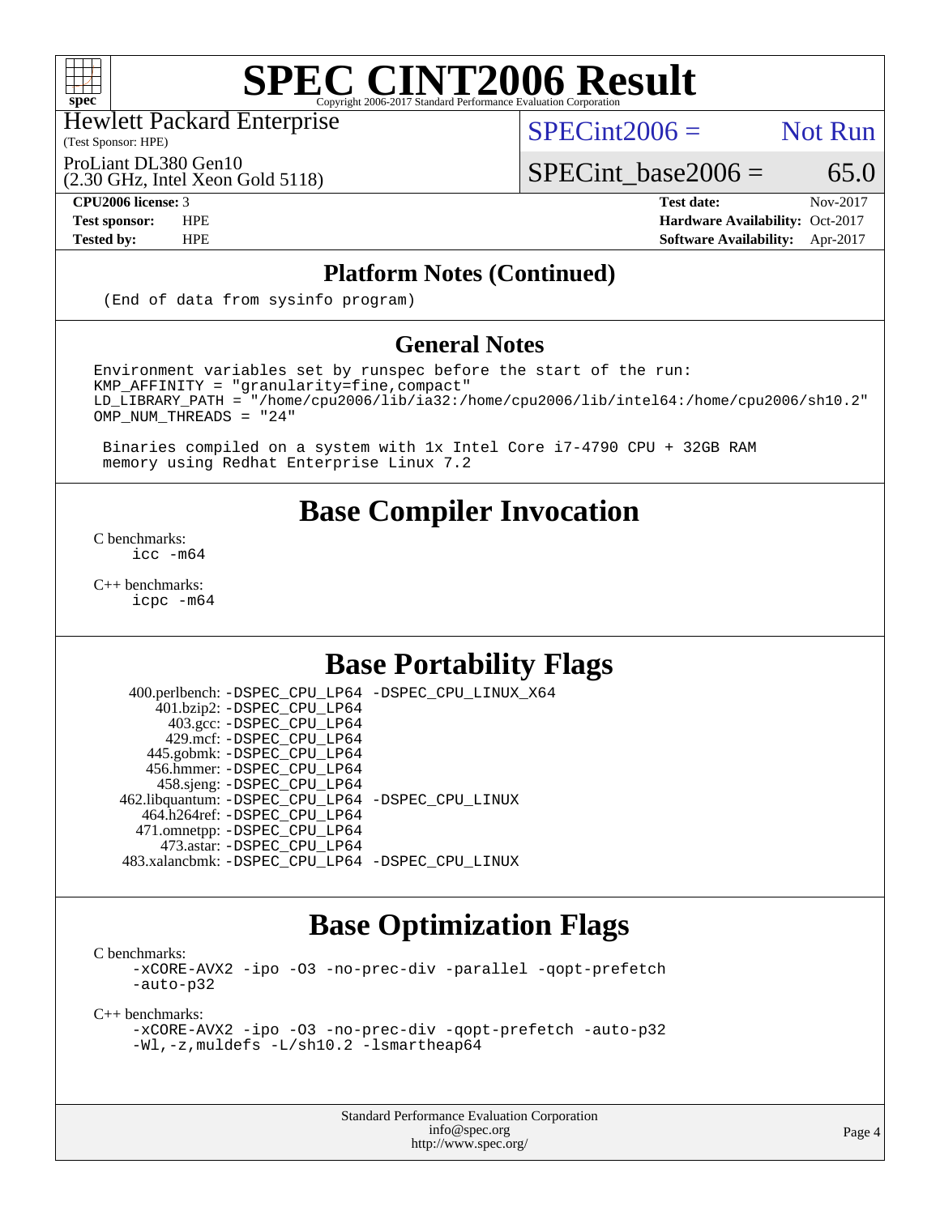# SPEC CINT2006 Result

Copyright 2006-2017 Standard Performance Evaluation Corporation

Hewlett Packard Enterprise
(Test Sponsor: HPE)

ProLiant DL380 Gen10
(2.30 GHz, Intel Xeon Gold 5118)

SPECint2006 = Not Run

SPECint_base2006 = 65.0

| | | | |
|---|---|---|---|
| **CPU2006 license:** | 3 | **Test date:** | Nov-2017 |
| **Test sponsor:** | HPE | **Hardware Availability:** | Oct-2017 |
| **Tested by:** | HPE | **Software Availability:** | Apr-2017 |

## Platform Notes (Continued)

```
(End of data from sysinfo program)
```

## General Notes

```
Environment variables set by runspec before the start of the run:
KMP_AFFINITY = "granularity=fine,compact"
LD_LIBRARY_PATH = "/home/cpu2006/lib/ia32:/home/cpu2006/lib/intel64:/home/cpu2006/sh10.2"
OMP_NUM_THREADS = "24"

 Binaries compiled on a system with 1x Intel Core i7-4790 CPU + 32GB RAM
 memory using Redhat Enterprise Linux 7.2
```

## Base Compiler Invocation

C benchmarks:
```
icc -m64
```

C++ benchmarks:
```
icpc -m64
```

## Base Portability Flags

| | |
|---|---|
| 400.perlbench: | -DSPEC_CPU_LP64 -DSPEC_CPU_LINUX_X64 |
| 401.bzip2: | -DSPEC_CPU_LP64 |
| 403.gcc: | -DSPEC_CPU_LP64 |
| 429.mcf: | -DSPEC_CPU_LP64 |
| 445.gobmk: | -DSPEC_CPU_LP64 |
| 456.hmmer: | -DSPEC_CPU_LP64 |
| 458.sjeng: | -DSPEC_CPU_LP64 |
| 462.libquantum: | -DSPEC_CPU_LP64 -DSPEC_CPU_LINUX |
| 464.h264ref: | -DSPEC_CPU_LP64 |
| 471.omnetpp: | -DSPEC_CPU_LP64 |
| 473.astar: | -DSPEC_CPU_LP64 |
| 483.xalancbmk: | -DSPEC_CPU_LP64 -DSPEC_CPU_LINUX |

## Base Optimization Flags

C benchmarks:
```
-xCORE-AVX2 -ipo -O3 -no-prec-div -parallel -qopt-prefetch
-auto-p32
```

C++ benchmarks:
```
-xCORE-AVX2 -ipo -O3 -no-prec-div -qopt-prefetch -auto-p32
-Wl,-z,muldefs -L/sh10.2 -lsmartheap64
```

Standard Performance Evaluation Corporation
info@spec.org
http://www.spec.org/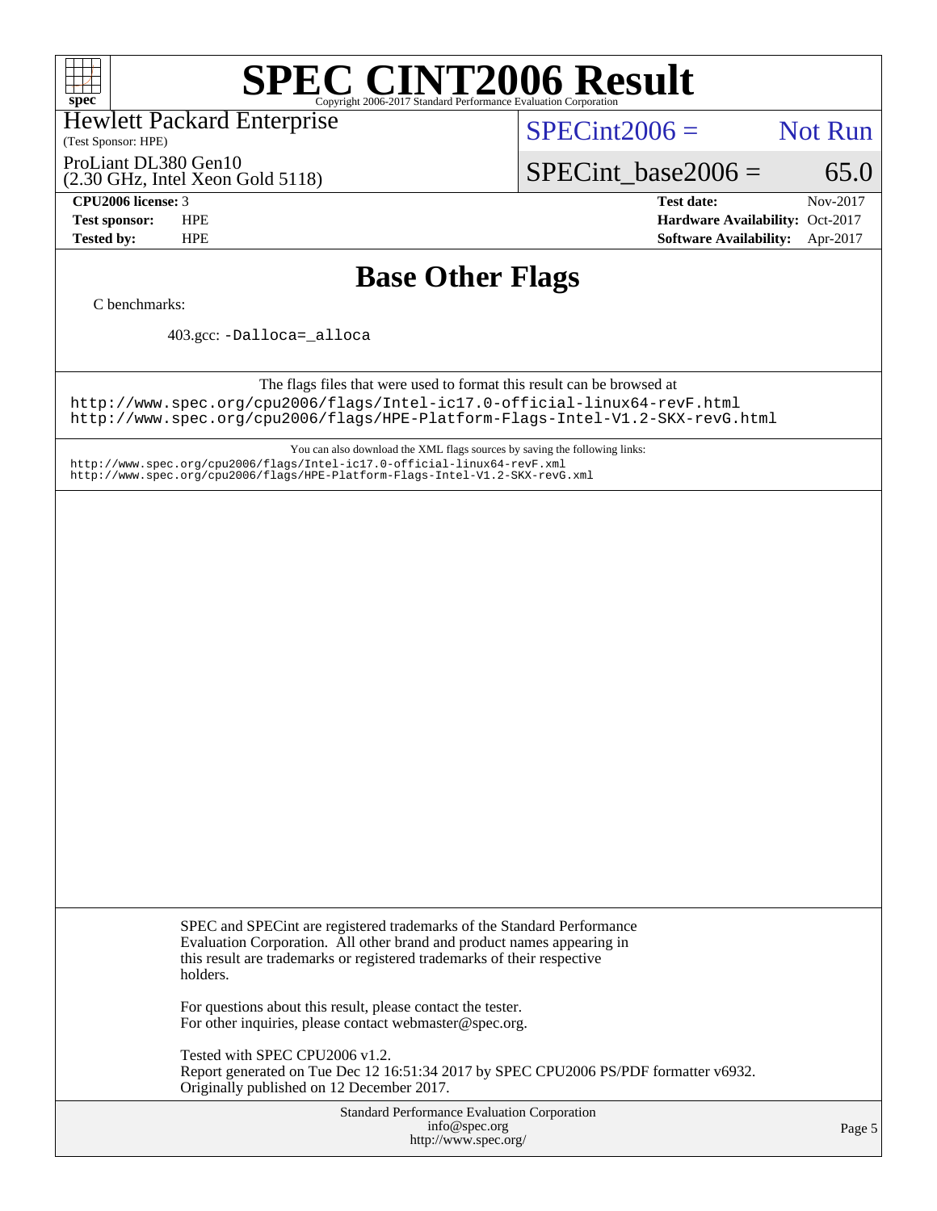# SPEC CINT2006 Result

Copyright 2006-2017 Standard Performance Evaluation Corporation

Hewlett Packard Enterprise
(Test Sponsor: HPE)

ProLiant DL380 Gen10
(2.30 GHz, Intel Xeon Gold 5118)

SPECint2006 = Not Run

SPECint_base2006 = 65.0

| | | | |
|---|---|---|---|
| **CPU2006 license:** | 3 | **Test date:** | Nov-2017 |
| **Test sponsor:** | HPE | **Hardware Availability:** | Oct-2017 |
| **Tested by:** | HPE | **Software Availability:** | Apr-2017 |

## Base Other Flags

C benchmarks:

403.gcc: -Dalloca=_alloca

The flags files that were used to format this result can be browsed at
http://www.spec.org/cpu2006/flags/Intel-ic17.0-official-linux64-revF.html
http://www.spec.org/cpu2006/flags/HPE-Platform-Flags-Intel-V1.2-SKX-revG.html

You can also download the XML flags sources by saving the following links:
http://www.spec.org/cpu2006/flags/Intel-ic17.0-official-linux64-revF.xml
http://www.spec.org/cpu2006/flags/HPE-Platform-Flags-Intel-V1.2-SKX-revG.xml

SPEC and SPECint are registered trademarks of the Standard Performance Evaluation Corporation. All other brand and product names appearing in this result are trademarks or registered trademarks of their respective holders.

For questions about this result, please contact the tester.
For other inquiries, please contact webmaster@spec.org.

Tested with SPEC CPU2006 v1.2.
Report generated on Tue Dec 12 16:51:34 2017 by SPEC CPU2006 PS/PDF formatter v6932.
Originally published on 12 December 2017.

Standard Performance Evaluation Corporation
info@spec.org
http://www.spec.org/